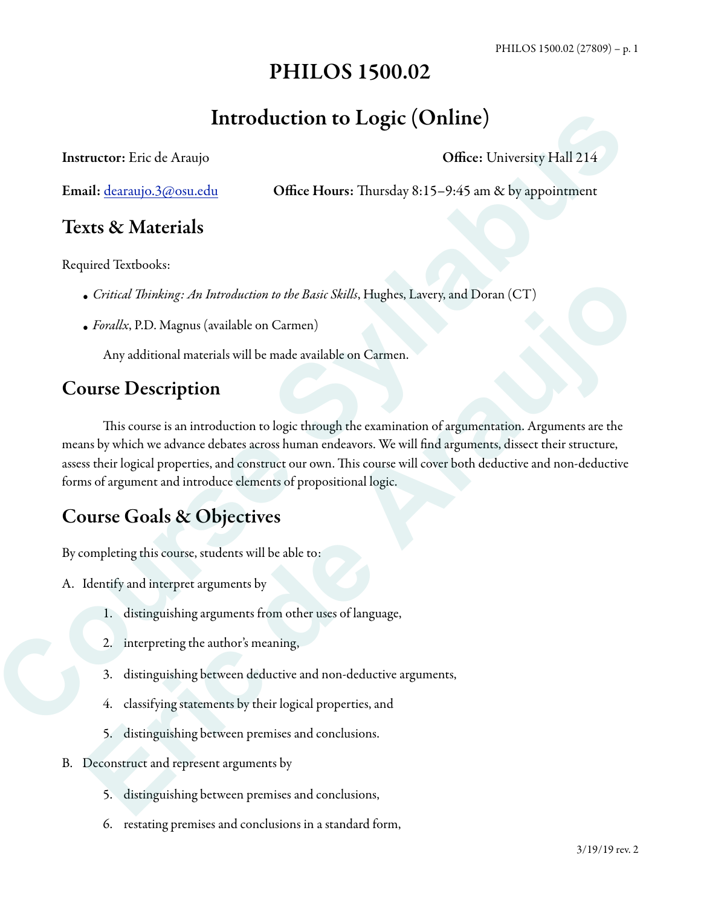# PHILOS 1500.02

## Introduction to Logic (Online)

**Instructor:** Eric de Araujo **Office:** University Hall 214

**Email:** dearaujo.3@osu.edu **Office Hours:** Thursday 8:15–9:45 am & by appointment

## Texts & Materials

Required Textbooks:

- *Critical Thinking: An Introduction to the Basic Skills*, Hughes, Lavery, and Doran (CT)
- *Forallx*, P.D. Magnus (available on Carmen)

  Any additional materials will be made available on Carmen.

## Course Description

This course is an introduction to logic through the examination of argumentation. Arguments are the means by which we advance debates across human endeavors. We will find arguments, dissect their structure, assess their logical properties, and construct our own. This course will cover both deductive and non-deductive forms of argument and introduce elements of propositional logic.

## Course Goals & Objectives

By completing this course, students will be able to:

A. Identify and interpret arguments by

1. distinguishing arguments from other uses of language,
2. interpreting the author's meaning,
3. distinguishing between deductive and non-deductive arguments,
4. classifying statements by their logical properties, and
5. distinguishing between premises and conclusions.

B. Deconstruct and represent arguments by

5. distinguishing between premises and conclusions,
6. restating premises and conclusions in a standard form,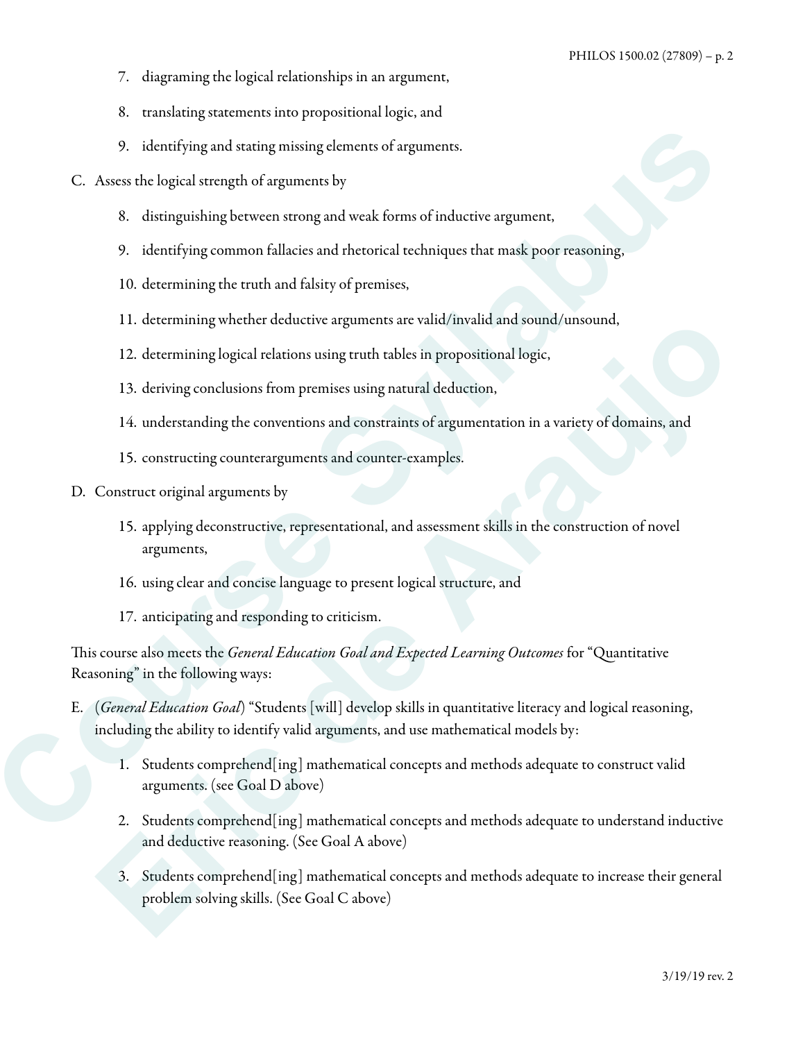7. diagraming the logical relationships in an argument,

8. translating statements into propositional logic, and

9. identifying and stating missing elements of arguments.

C. Assess the logical strength of arguments by

8. distinguishing between strong and weak forms of inductive argument,

9. identifying common fallacies and rhetorical techniques that mask poor reasoning,

10. determining the truth and falsity of premises,

11. determining whether deductive arguments are valid/invalid and sound/unsound,

12. determining logical relations using truth tables in propositional logic,

13. deriving conclusions from premises using natural deduction,

14. understanding the conventions and constraints of argumentation in a variety of domains, and

15. constructing counterarguments and counter-examples.

D. Construct original arguments by

15. applying deconstructive, representational, and assessment skills in the construction of novel arguments,

16. using clear and concise language to present logical structure, and

17. anticipating and responding to criticism.

This course also meets the *General Education Goal and Expected Learning Outcomes* for "Quantitative Reasoning" in the following ways:

E. (*General Education Goal*) "Students [will] develop skills in quantitative literacy and logical reasoning, including the ability to identify valid arguments, and use mathematical models by:

1. Students comprehend[ing] mathematical concepts and methods adequate to construct valid arguments. (see Goal D above)

2. Students comprehend[ing] mathematical concepts and methods adequate to understand inductive and deductive reasoning. (See Goal A above)

3. Students comprehend[ing] mathematical concepts and methods adequate to increase their general problem solving skills. (See Goal C above)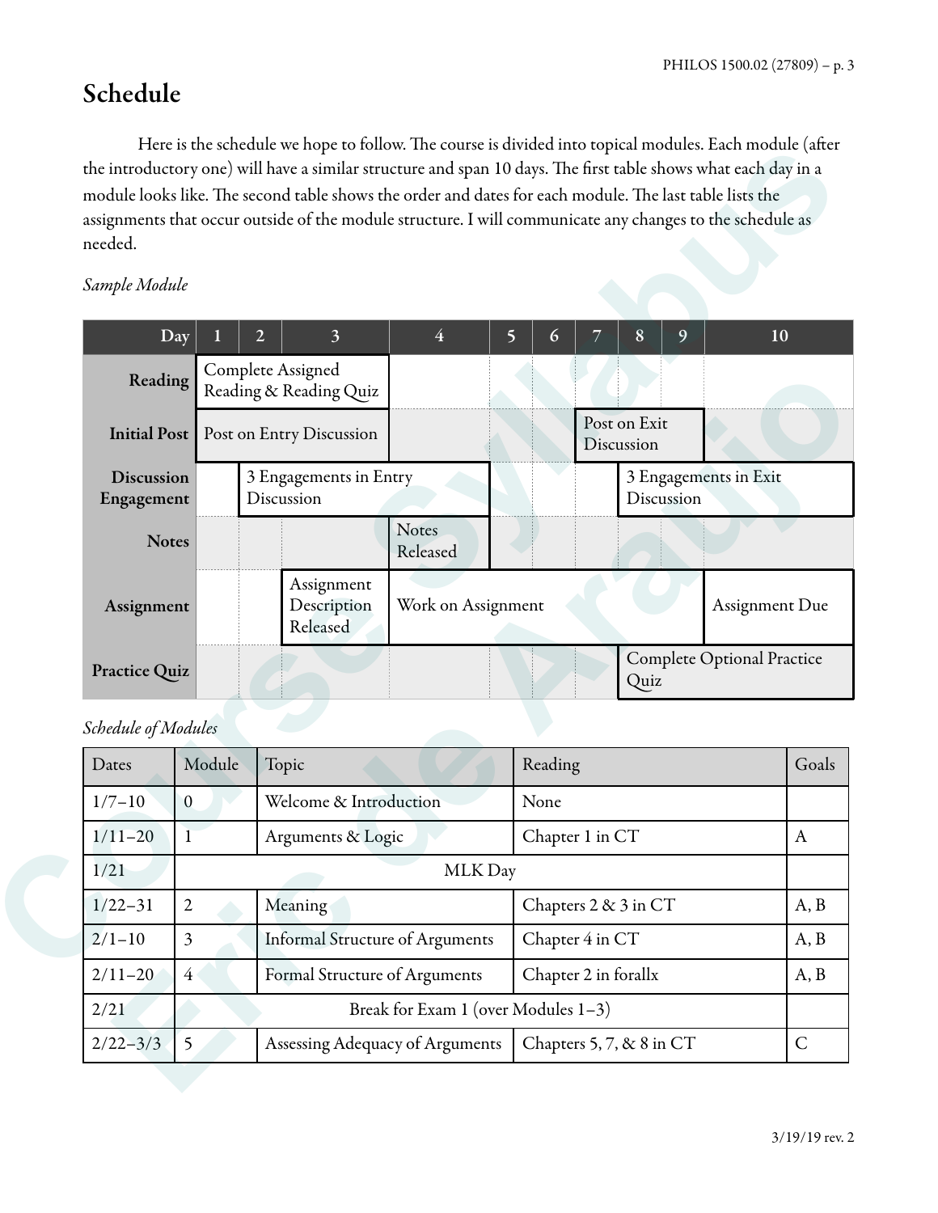# Schedule

Here is the schedule we hope to follow. The course is divided into topical modules. Each module (after the introductory one) will have a similar structure and span 10 days. The first table shows what each day in a module looks like. The second table shows the order and dates for each module. The last table lists the assignments that occur outside of the module structure. I will communicate any changes to the schedule as needed.

*Sample Module*

| Day | 1 | 2 | 3 | 4 | 5 | 6 | 7 | 8 | 9 | 10 |
|---|---|---|---|---|---|---|---|---|---|---|
| **Reading** | Complete Assigned Reading & Reading Quiz | | | | | | | | | |
| **Initial Post** | Post on Entry Discussion | | | | | | Post on Exit Discussion | | | |
| **Discussion Engagement** | | 3 Engagements in Entry Discussion | | | | | | 3 Engagements in Exit Discussion | | |
| **Notes** | | | | Notes Released | | | | | | |
| **Assignment** | | | Assignment Description Released | Work on Assignment | | | | | | Assignment Due |
| **Practice Quiz** | | | | | | | | Complete Optional Practice Quiz | | |

*Schedule of Modules*

| Dates | Module | Topic | Reading | Goals |
|---|---|---|---|---|
| 1/7–10 | 0 | Welcome & Introduction | None | |
| 1/11–20 | 1 | Arguments & Logic | Chapter 1 in CT | A |
| 1/21 | MLK Day | | | |
| 1/22–31 | 2 | Meaning | Chapters 2 & 3 in CT | A, B |
| 2/1–10 | 3 | Informal Structure of Arguments | Chapter 4 in CT | A, B |
| 2/11–20 | 4 | Formal Structure of Arguments | Chapter 2 in forallx | A, B |
| 2/21 | Break for Exam 1 (over Modules 1–3) | | | |
| 2/22–3/3 | 5 | Assessing Adequacy of Arguments | Chapters 5, 7, & 8 in CT | C |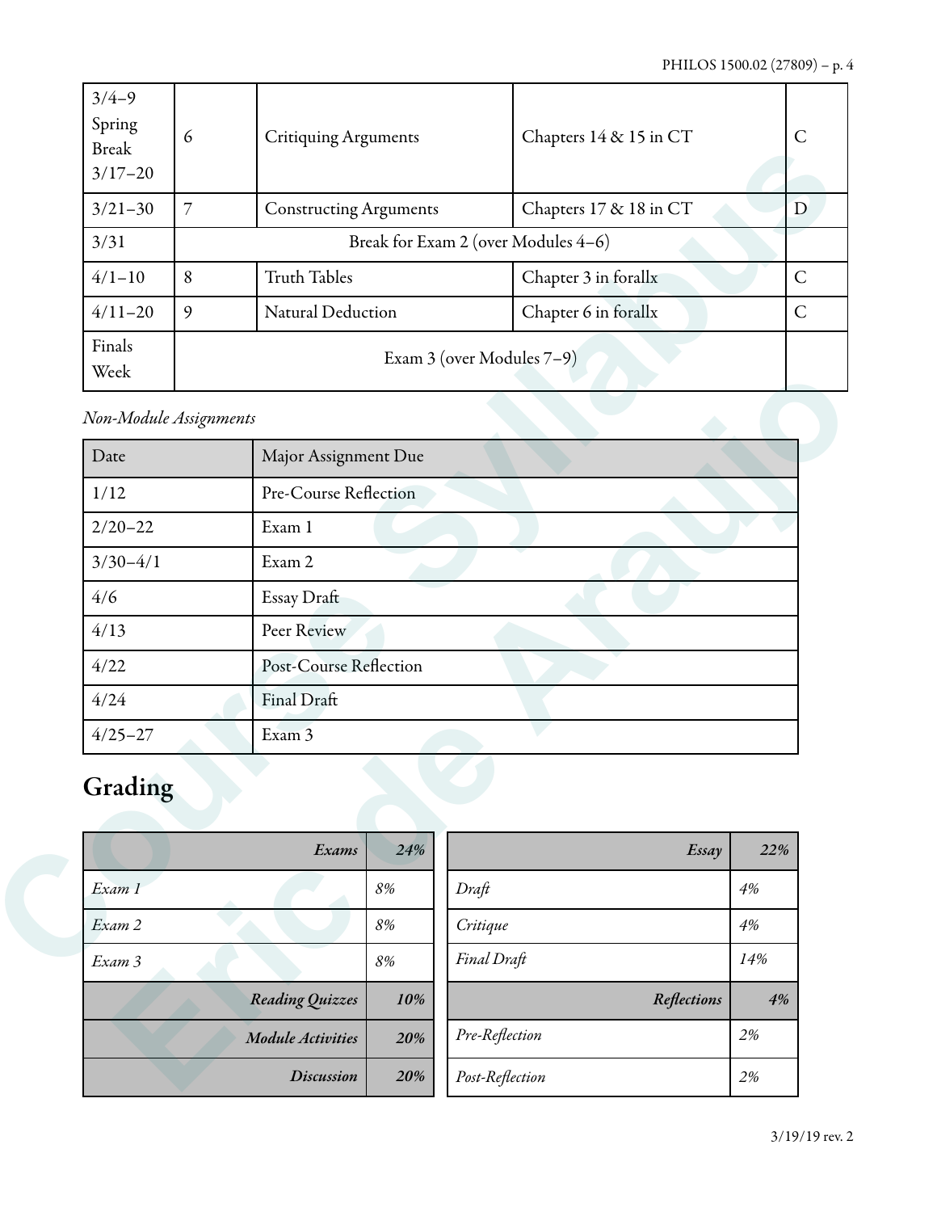| 3/4–9 Spring Break 3/17–20 | 6 | Critiquing Arguments | Chapters 14 & 15 in CT | C |
|---|---|---|---|---|
| 3/21–30 | 7 | Constructing Arguments | Chapters 17 & 18 in CT | D |
| 3/31 | Break for Exam 2 (over Modules 4–6) | | | |
| 4/1–10 | 8 | Truth Tables | Chapter 3 in forallx | C |
| 4/11–20 | 9 | Natural Deduction | Chapter 6 in forallx | C |
| Finals Week | Exam 3 (over Modules 7–9) | | | |

*Non-Module Assignments*

| Date | Major Assignment Due |
|---|---|
| 1/12 | Pre-Course Reflection |
| 2/20–22 | Exam 1 |
| 3/30–4/1 | Exam 2 |
| 4/6 | Essay Draft |
| 4/13 | Peer Review |
| 4/22 | Post-Course Reflection |
| 4/24 | Final Draft |
| 4/25–27 | Exam 3 |

## Grading

| ***Exams*** | ***24%*** |
|---|---|
| *Exam 1* | *8%* |
| *Exam 2* | *8%* |
| *Exam 3* | *8%* |
| ***Reading Quizzes*** | ***10%*** |
| ***Module Activities*** | ***20%*** |
| ***Discussion*** | ***20%*** |

| ***Essay*** | ***22%*** |
|---|---|
| *Draft* | *4%* |
| *Critique* | *4%* |
| *Final Draft* | *14%* |
| ***Reflections*** | ***4%*** |
| *Pre-Reflection* | *2%* |
| *Post-Reflection* | *2%* |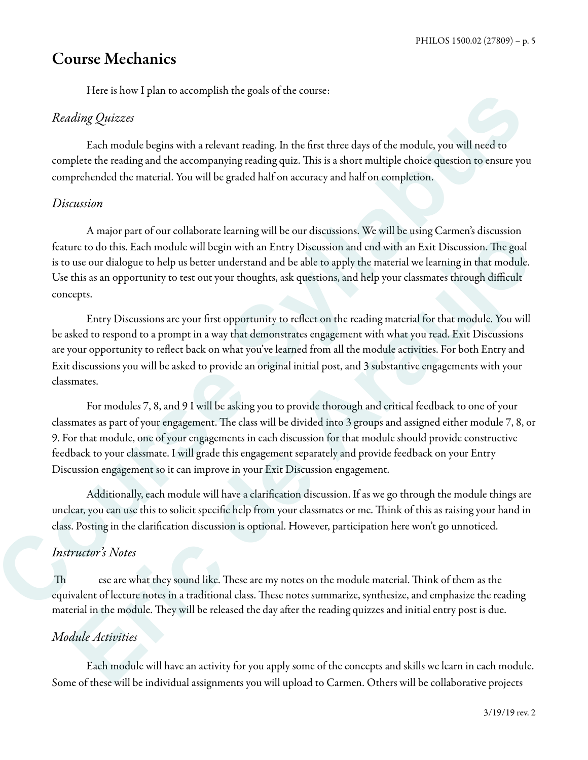# Course Mechanics

Here is how I plan to accomplish the goals of the course:

## *Reading Quizzes*

Each module begins with a relevant reading. In the first three days of the module, you will need to complete the reading and the accompanying reading quiz. This is a short multiple choice question to ensure you comprehended the material. You will be graded half on accuracy and half on completion.

## *Discussion*

A major part of our collaborate learning will be our discussions. We will be using Carmen's discussion feature to do this. Each module will begin with an Entry Discussion and end with an Exit Discussion. The goal is to use our dialogue to help us better understand and be able to apply the material we learning in that module. Use this as an opportunity to test out your thoughts, ask questions, and help your classmates through difficult concepts.

Entry Discussions are your first opportunity to reflect on the reading material for that module. You will be asked to respond to a prompt in a way that demonstrates engagement with what you read. Exit Discussions are your opportunity to reflect back on what you've learned from all the module activities. For both Entry and Exit discussions you will be asked to provide an original initial post, and 3 substantive engagements with your classmates.

For modules 7, 8, and 9 I will be asking you to provide thorough and critical feedback to one of your classmates as part of your engagement. The class will be divided into 3 groups and assigned either module 7, 8, or 9. For that module, one of your engagements in each discussion for that module should provide constructive feedback to your classmate. I will grade this engagement separately and provide feedback on your Entry Discussion engagement so it can improve in your Exit Discussion engagement.

Additionally, each module will have a clarification discussion. If as we go through the module things are unclear, you can use this to solicit specific help from your classmates or me. Think of this as raising your hand in class. Posting in the clarification discussion is optional. However, participation here won't go unnoticed.

## *Instructor's Notes*

These are what they sound like. These are my notes on the module material. Think of them as the equivalent of lecture notes in a traditional class. These notes summarize, synthesize, and emphasize the reading material in the module. They will be released the day after the reading quizzes and initial entry post is due.

## *Module Activities*

Each module will have an activity for you apply some of the concepts and skills we learn in each module. Some of these will be individual assignments you will upload to Carmen. Others will be collaborative projects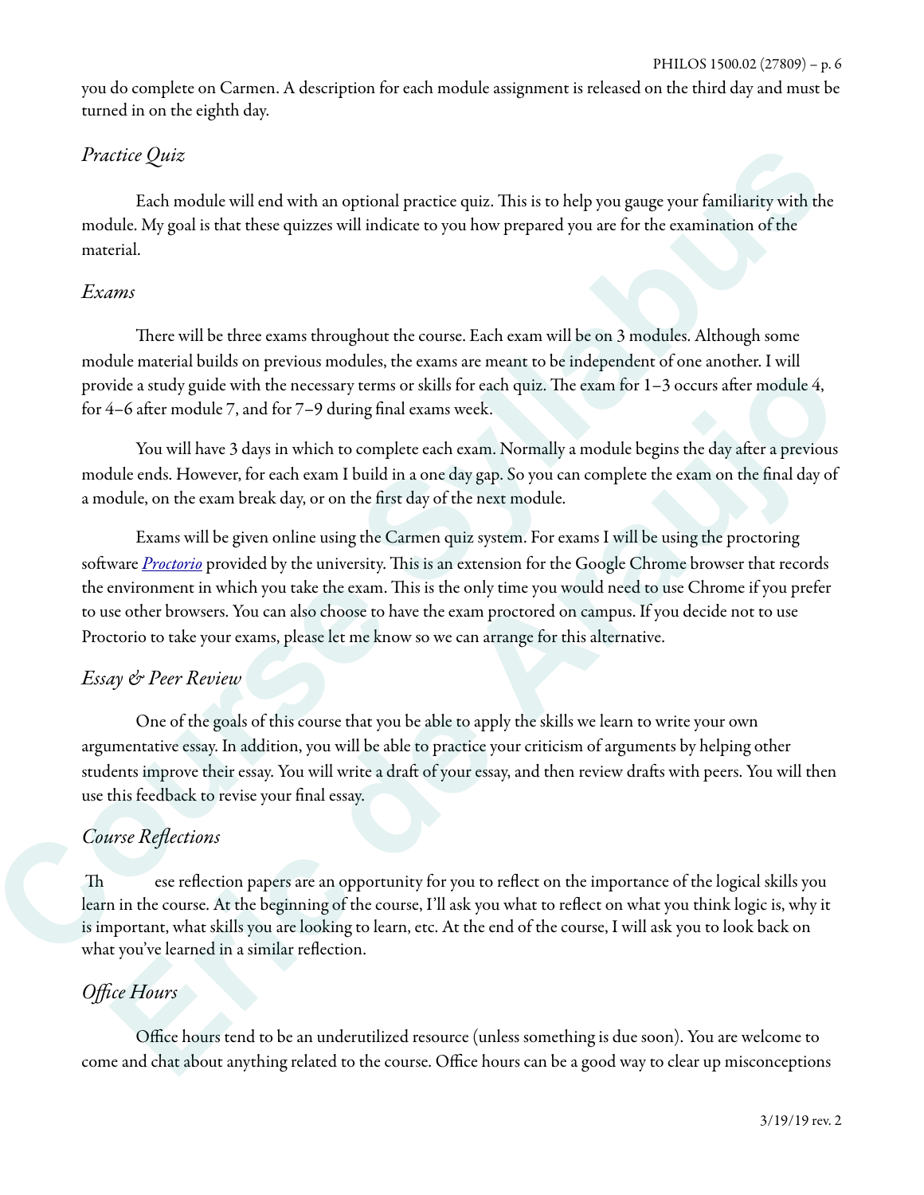you do complete on Carmen. A description for each module assignment is released on the third day and must be turned in on the eighth day.

### *Practice Quiz*

Each module will end with an optional practice quiz. This is to help you gauge your familiarity with the module. My goal is that these quizzes will indicate to you how prepared you are for the examination of the material.

### *Exams*

There will be three exams throughout the course. Each exam will be on 3 modules. Although some module material builds on previous modules, the exams are meant to be independent of one another. I will provide a study guide with the necessary terms or skills for each quiz. The exam for 1–3 occurs after module 4, for 4–6 after module 7, and for 7–9 during final exams week.

You will have 3 days in which to complete each exam. Normally a module begins the day after a previous module ends. However, for each exam I build in a one day gap. So you can complete the exam on the final day of a module, on the exam break day, or on the first day of the next module.

Exams will be given online using the Carmen quiz system. For exams I will be using the proctoring software *Proctorio* provided by the university. This is an extension for the Google Chrome browser that records the environment in which you take the exam. This is the only time you would need to use Chrome if you prefer to use other browsers. You can also choose to have the exam proctored on campus. If you decide not to use Proctorio to take your exams, please let me know so we can arrange for this alternative.

### *Essay & Peer Review*

One of the goals of this course that you be able to apply the skills we learn to write your own argumentative essay. In addition, you will be able to practice your criticism of arguments by helping other students improve their essay. You will write a draft of your essay, and then review drafts with peers. You will then use this feedback to revise your final essay.

### *Course Reflections*

These reflection papers are an opportunity for you to reflect on the importance of the logical skills you learn in the course. At the beginning of the course, I'll ask you what to reflect on what you think logic is, why it is important, what skills you are looking to learn, etc. At the end of the course, I will ask you to look back on what you've learned in a similar reflection.

### *Office Hours*

Office hours tend to be an underutilized resource (unless something is due soon). You are welcome to come and chat about anything related to the course. Office hours can be a good way to clear up misconceptions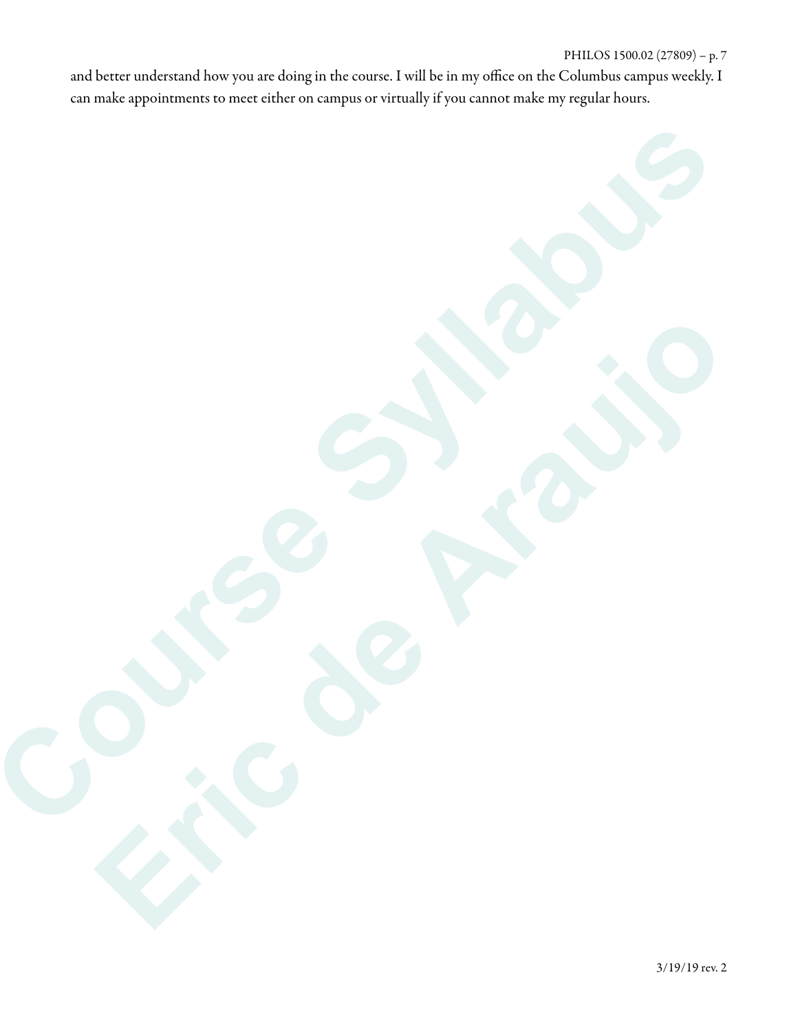and better understand how you are doing in the course. I will be in my office on the Columbus campus weekly. I can make appointments to meet either on campus or virtually if you cannot make my regular hours.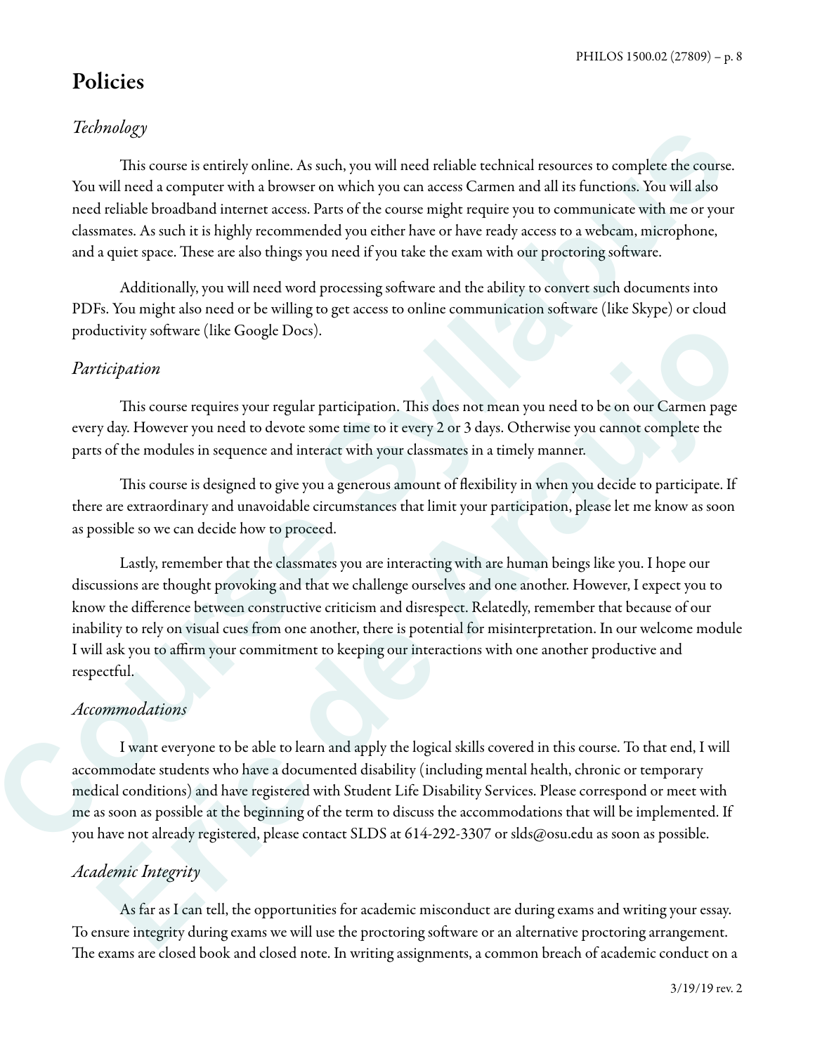## Policies

### *Technology*

This course is entirely online. As such, you will need reliable technical resources to complete the course. You will need a computer with a browser on which you can access Carmen and all its functions. You will also need reliable broadband internet access. Parts of the course might require you to communicate with me or your classmates. As such it is highly recommended you either have or have ready access to a webcam, microphone, and a quiet space. These are also things you need if you take the exam with our proctoring software.

Additionally, you will need word processing software and the ability to convert such documents into PDFs. You might also need or be willing to get access to online communication software (like Skype) or cloud productivity software (like Google Docs).

### *Participation*

This course requires your regular participation. This does not mean you need to be on our Carmen page every day. However you need to devote some time to it every 2 or 3 days. Otherwise you cannot complete the parts of the modules in sequence and interact with your classmates in a timely manner.

This course is designed to give you a generous amount of flexibility in when you decide to participate. If there are extraordinary and unavoidable circumstances that limit your participation, please let me know as soon as possible so we can decide how to proceed.

Lastly, remember that the classmates you are interacting with are human beings like you. I hope our discussions are thought provoking and that we challenge ourselves and one another. However, I expect you to know the difference between constructive criticism and disrespect. Relatedly, remember that because of our inability to rely on visual cues from one another, there is potential for misinterpretation. In our welcome module I will ask you to affirm your commitment to keeping our interactions with one another productive and respectful.

### *Accommodations*

I want everyone to be able to learn and apply the logical skills covered in this course. To that end, I will accommodate students who have a documented disability (including mental health, chronic or temporary medical conditions) and have registered with Student Life Disability Services. Please correspond or meet with me as soon as possible at the beginning of the term to discuss the accommodations that will be implemented. If you have not already registered, please contact SLDS at 614-292-3307 or slds@osu.edu as soon as possible.

### *Academic Integrity*

As far as I can tell, the opportunities for academic misconduct are during exams and writing your essay. To ensure integrity during exams we will use the proctoring software or an alternative proctoring arrangement. The exams are closed book and closed note. In writing assignments, a common breach of academic conduct on a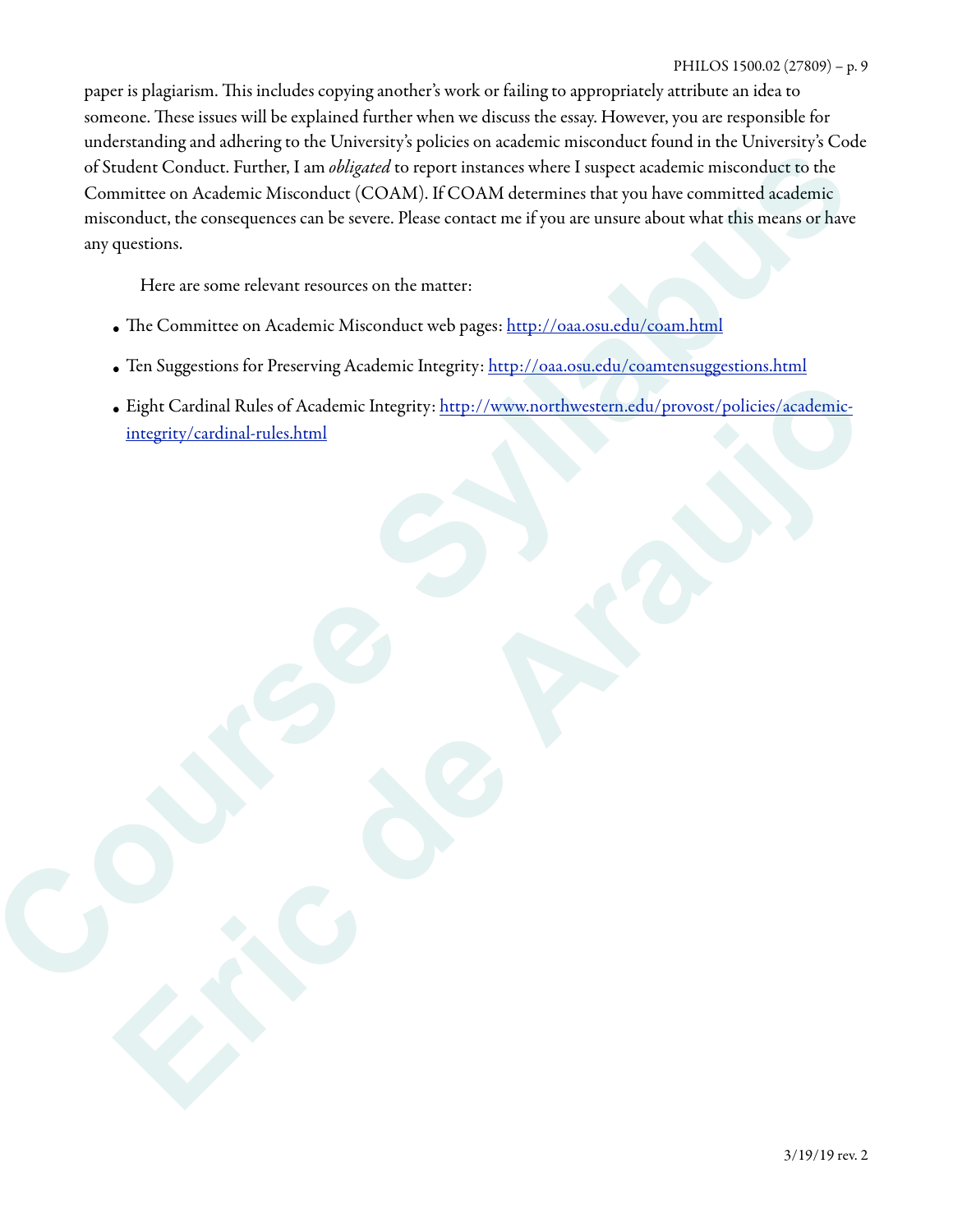paper is plagiarism. This includes copying another's work or failing to appropriately attribute an idea to someone. These issues will be explained further when we discuss the essay. However, you are responsible for understanding and adhering to the University's policies on academic misconduct found in the University's Code of Student Conduct. Further, I am *obligated* to report instances where I suspect academic misconduct to the Committee on Academic Misconduct (COAM). If COAM determines that you have committed academic misconduct, the consequences can be severe. Please contact me if you are unsure about what this means or have any questions.

Here are some relevant resources on the matter:

- The Committee on Academic Misconduct web pages: http://oaa.osu.edu/coam.html
- Ten Suggestions for Preserving Academic Integrity: http://oaa.osu.edu/coamtensuggestions.html
- Eight Cardinal Rules of Academic Integrity: http://www.northwestern.edu/provost/policies/academic-integrity/cardinal-rules.html

3/19/19 rev. 2